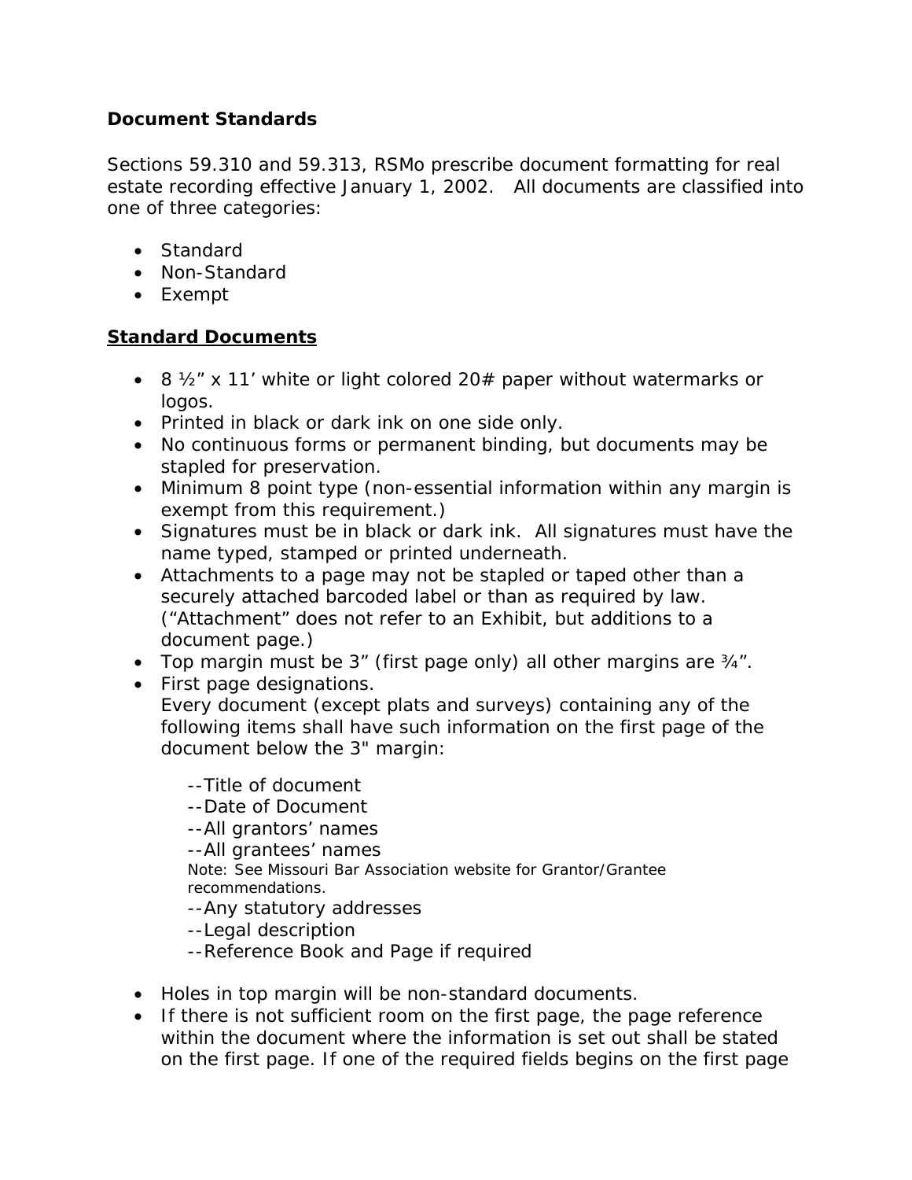**Document Standards**

Sections 59.310 and 59.313, RSMo prescribe document formatting for real estate recording effective January 1, 2002. All documents are classified into one of three categories:

- Standard
- Non-Standard
- Exempt

**<u>Standard Documents</u>**

- 8 ½" x 11' white or light colored 20# paper without watermarks or logos.
- Printed in black or dark ink on one side only.
- No continuous forms or permanent binding, but documents may be stapled for preservation.
- Minimum 8 point type (non-essential information within any margin is exempt from this requirement.)
- Signatures must be in black or dark ink. All signatures must have the name typed, stamped or printed underneath.
- Attachments to a page may not be stapled or taped other than a securely attached barcoded label or than as required by law. ("Attachment" does not refer to an Exhibit, but additions to a document page.)
- Top margin must be 3" (first page only) all other margins are ¾".
- First page designations.
  Every document (except plats and surveys) containing any of the following items shall have such information on the first page of the document below the 3" margin:

  --Title of document
  --Date of Document
  --All grantors' names
  --All grantees' names
  Note: See Missouri Bar Association website for Grantor/Grantee recommendations.
  --Any statutory addresses
  --Legal description
  --Reference Book and Page if required

- Holes in top margin will be non-standard documents.
- If there is not sufficient room on the first page, the page reference within the document where the information is set out shall be stated on the first page. If one of the required fields begins on the first page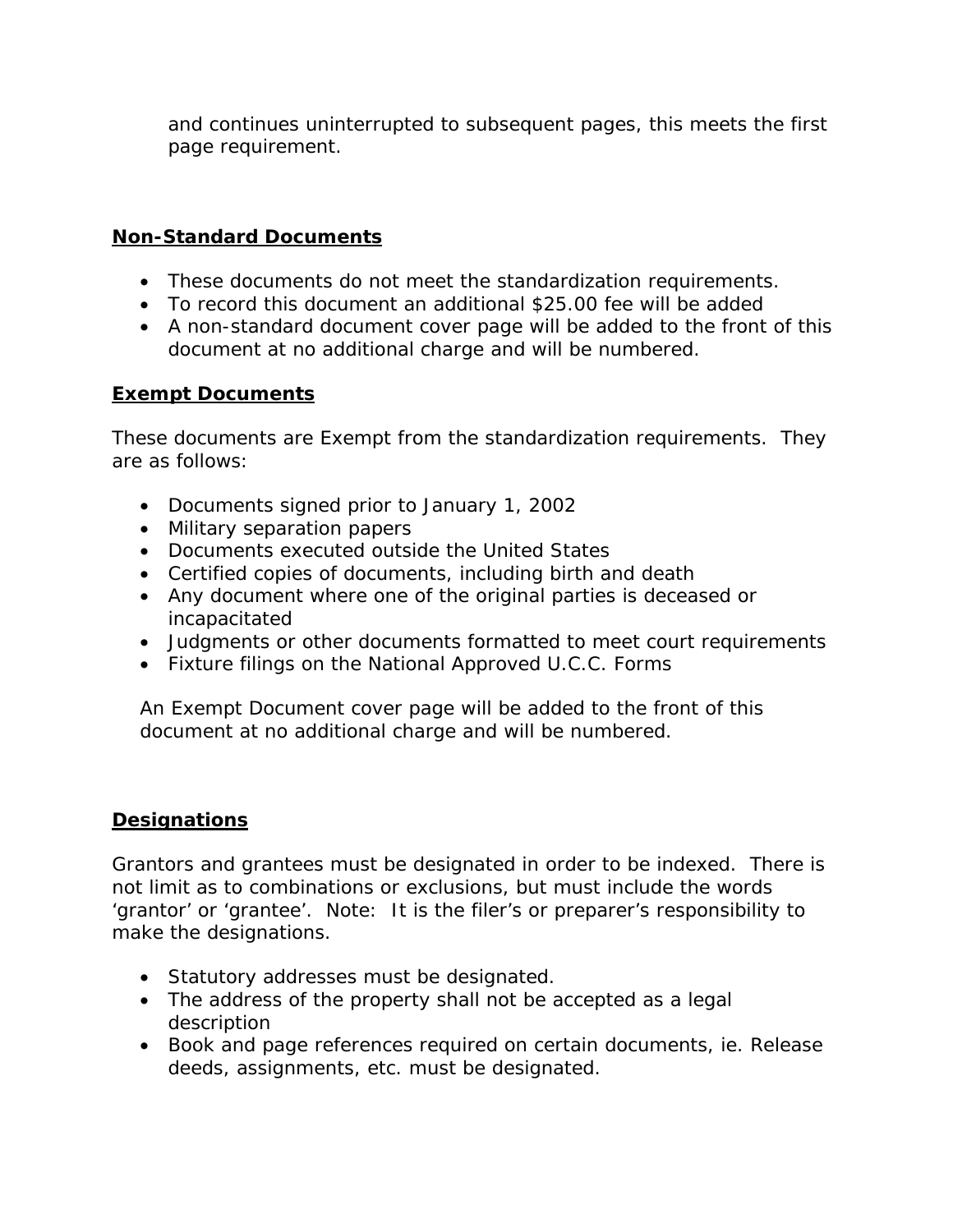and continues uninterrupted to subsequent pages, this meets the first page requirement.

## Non-Standard Documents

- These documents do not meet the standardization requirements.
- To record this document an additional $25.00 fee will be added
- A non-standard document cover page will be added to the front of this document at no additional charge and will be numbered.

## Exempt Documents

These documents are Exempt from the standardization requirements. They are as follows:

- Documents signed prior to January 1, 2002
- Military separation papers
- Documents executed outside the United States
- Certified copies of documents, including birth and death
- Any document where one of the original parties is deceased or incapacitated
- Judgments or other documents formatted to meet court requirements
- Fixture filings on the National Approved U.C.C. Forms

An Exempt Document cover page will be added to the front of this document at no additional charge and will be numbered.

## Designations

Grantors and grantees must be designated in order to be indexed. There is not limit as to combinations or exclusions, but must include the words 'grantor' or 'grantee'. Note: It is the filer's or preparer's responsibility to make the designations.

- Statutory addresses must be designated.
- The address of the property shall not be accepted as a legal description
- Book and page references required on certain documents, ie. Release deeds, assignments, etc. must be designated.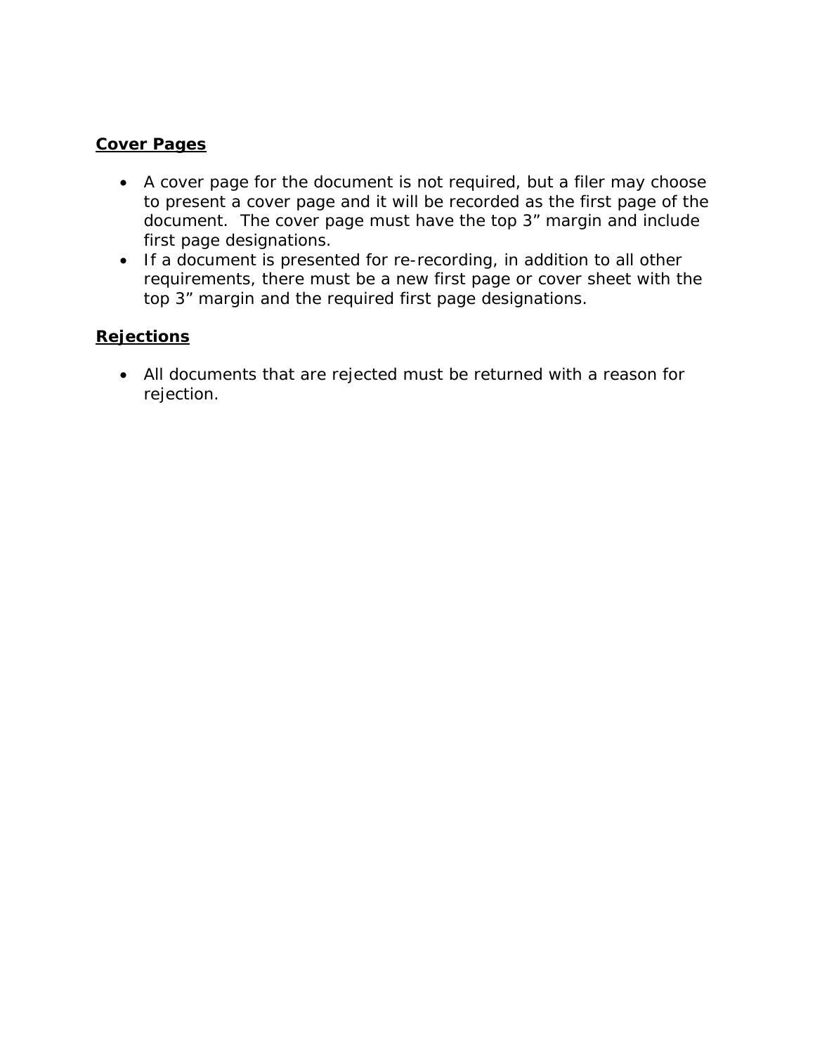## **Cover Pages**

- A cover page for the document is not required, but a filer may choose to present a cover page and it will be recorded as the first page of the document. The cover page must have the top 3" margin and include first page designations.
- If a document is presented for re-recording, in addition to all other requirements, there must be a new first page or cover sheet with the top 3" margin and the required first page designations.

## **Rejections**

- All documents that are rejected must be returned with a reason for rejection.